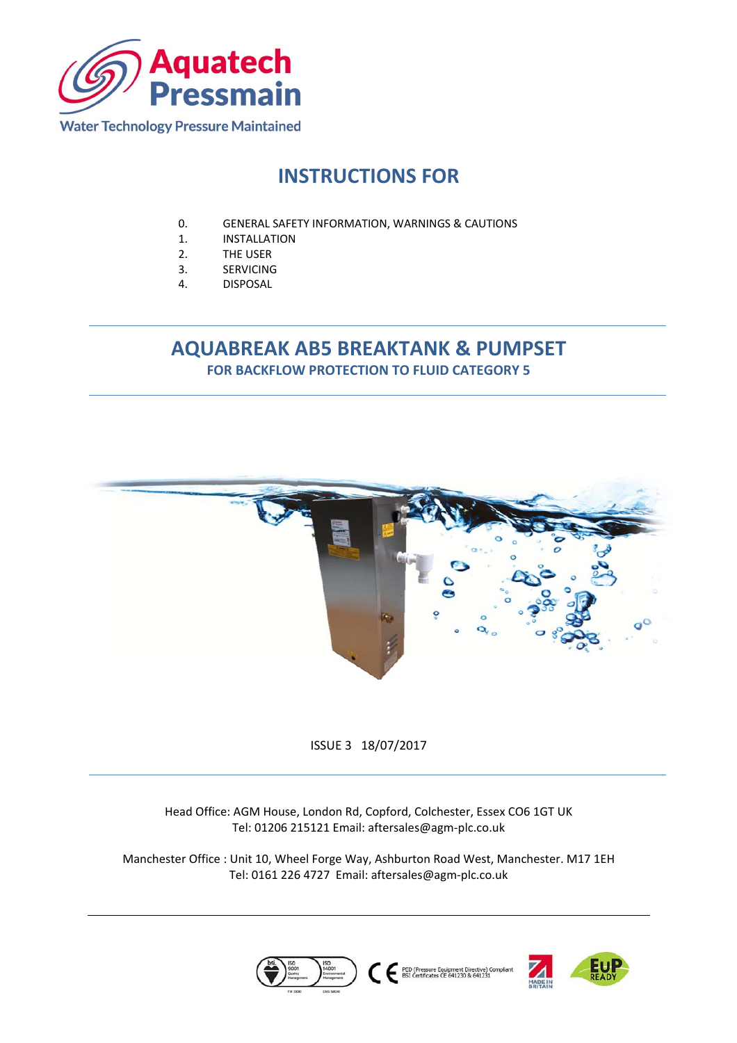Aquatech Pressmain

Water Technology Pressure Maintained

# INSTRUCTIONS FOR

0. GENERAL SAFETY INFORMATION, WARNINGS & CAUTIONS
1. INSTALLATION
2. THE USER
3. SERVICING
4. DISPOSAL

## AQUABREAK AB5 BREAKTANK & PUMPSET

### FOR BACKFLOW PROTECTION TO FLUID CATEGORY 5

ISSUE 3 18/07/2017

Head Office: AGM House, London Rd, Copford, Colchester, Essex CO6 1GT UK
Tel: 01206 215121 Email: aftersales@agm-plc.co.uk

Manchester Office : Unit 10, Wheel Forge Way, Ashburton Road West, Manchester. M17 1EH
Tel: 0161 226 4727 Email: aftersales@agm-plc.co.uk

PED (Pressure Equipment Directive) Compliant BSI Certificates CE 641230 & 641231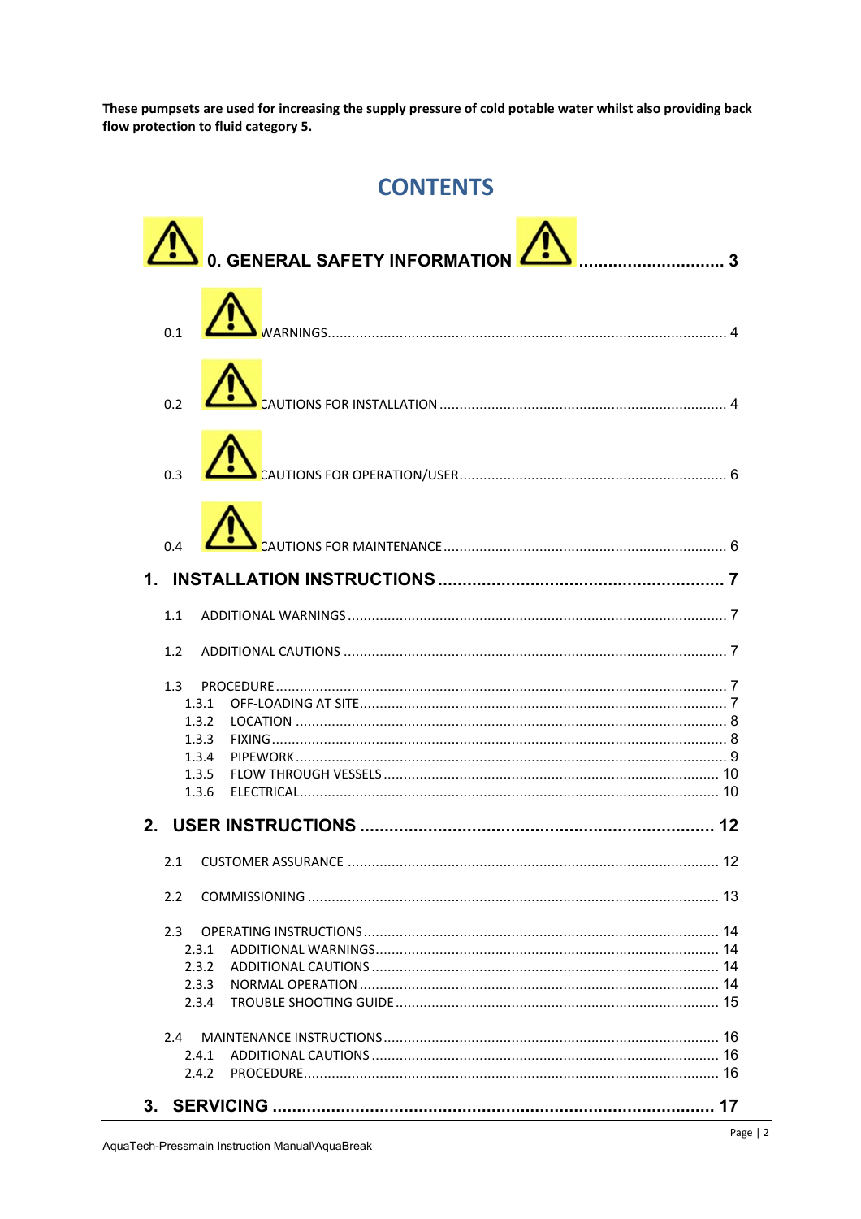**These pumpsets are used for increasing the supply pressure of cold potable water whilst also providing back flow protection to fluid category 5.**

# CONTENTS

**0. GENERAL SAFETY INFORMATION ............................ 3**

0.1 WARNINGS.................................................................................................. 4

0.2 CAUTIONS FOR INSTALLATION ...................................................................... 4

0.3 CAUTIONS FOR OPERATION/USER.................................................................. 6

0.4 CAUTIONS FOR MAINTENANCE ...................................................................... 6

**1. INSTALLATION INSTRUCTIONS ........................................................ 7**

1.1 ADDITIONAL WARNINGS ............................................................................. 7

1.2 ADDITIONAL CAUTIONS .............................................................................. 7

1.3 PROCEDURE ............................................................................................... 7
- 1.3.1 OFF-LOADING AT SITE........................................................................... 7
- 1.3.2 LOCATION ........................................................................................... 8
- 1.3.3 FIXING ................................................................................................ 8
- 1.3.4 PIPEWORK ........................................................................................... 9
- 1.3.5 FLOW THROUGH VESSELS .................................................................... 10
- 1.3.6 ELECTRICAL......................................................................................... 10

**2. USER INSTRUCTIONS ..................................................................... 12**

2.1 CUSTOMER ASSURANCE ............................................................................ 12

2.2 COMMISSIONING ...................................................................................... 13

2.3 OPERATING INSTRUCTIONS........................................................................ 14
- 2.3.1 ADDITIONAL WARNINGS...................................................................... 14
- 2.3.2 ADDITIONAL CAUTIONS ...................................................................... 14
- 2.3.3 NORMAL OPERATION .......................................................................... 14
- 2.3.4 TROUBLE SHOOTING GUIDE ................................................................ 15

2.4 MAINTENANCE INSTRUCTIONS................................................................... 16
- 2.4.1 ADDITIONAL CAUTIONS ...................................................................... 16
- 2.4.2 PROCEDURE........................................................................................ 16

**3. SERVICING ........................................................................................ 17**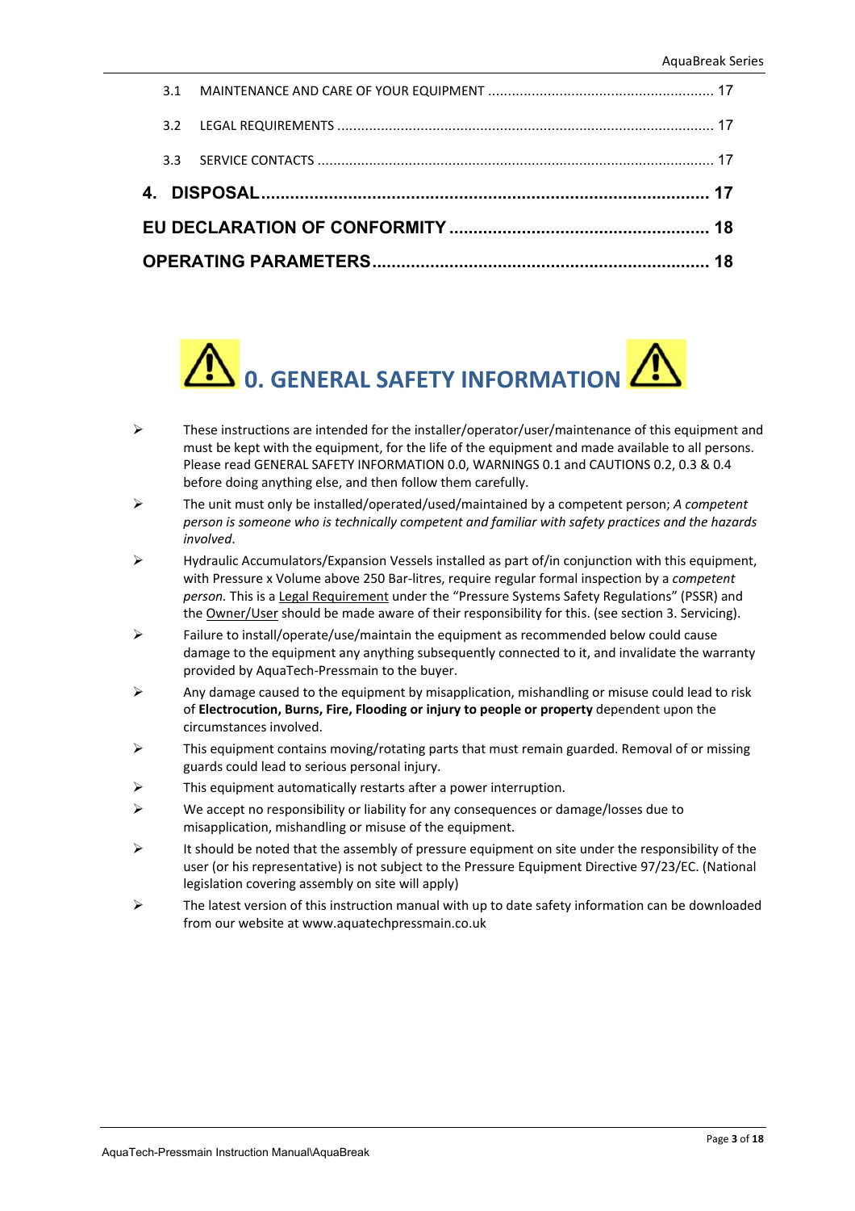3.1 MAINTENANCE AND CARE OF YOUR EQUIPMENT ........................................................ 17

3.2 LEGAL REQUIREMENTS ............................................................................................ 17

3.3 SERVICE CONTACTS ................................................................................................. 17

**4. DISPOSAL.......................................................................................... 17**

**EU DECLARATION OF CONFORMITY .................................................... 18**

**OPERATING PARAMETERS.................................................................... 18**

# ⚠ 0. GENERAL SAFETY INFORMATION ⚠

- These instructions are intended for the installer/operator/user/maintenance of this equipment and must be kept with the equipment, for the life of the equipment and made available to all persons. Please read GENERAL SAFETY INFORMATION 0.0, WARNINGS 0.1 and CAUTIONS 0.2, 0.3 & 0.4 before doing anything else, and then follow them carefully.
- The unit must only be installed/operated/used/maintained by a competent person; *A competent person is someone who is technically competent and familiar with safety practices and the hazards involved*.
- Hydraulic Accumulators/Expansion Vessels installed as part of/in conjunction with this equipment, with Pressure x Volume above 250 Bar-litres, require regular formal inspection by a *competent person.* This is a <u>Legal Requirement</u> under the "Pressure Systems Safety Regulations" (PSSR) and the <u>Owner/User</u> should be made aware of their responsibility for this. (see section 3. Servicing).
- Failure to install/operate/use/maintain the equipment as recommended below could cause damage to the equipment any anything subsequently connected to it, and invalidate the warranty provided by AquaTech-Pressmain to the buyer.
- Any damage caused to the equipment by misapplication, mishandling or misuse could lead to risk of **Electrocution, Burns, Fire, Flooding or injury to people or property** dependent upon the circumstances involved.
- This equipment contains moving/rotating parts that must remain guarded. Removal of or missing guards could lead to serious personal injury.
- This equipment automatically restarts after a power interruption.
- We accept no responsibility or liability for any consequences or damage/losses due to misapplication, mishandling or misuse of the equipment.
- It should be noted that the assembly of pressure equipment on site under the responsibility of the user (or his representative) is not subject to the Pressure Equipment Directive 97/23/EC. (National legislation covering assembly on site will apply)
- The latest version of this instruction manual with up to date safety information can be downloaded from our website at www.aquatechpressmain.co.uk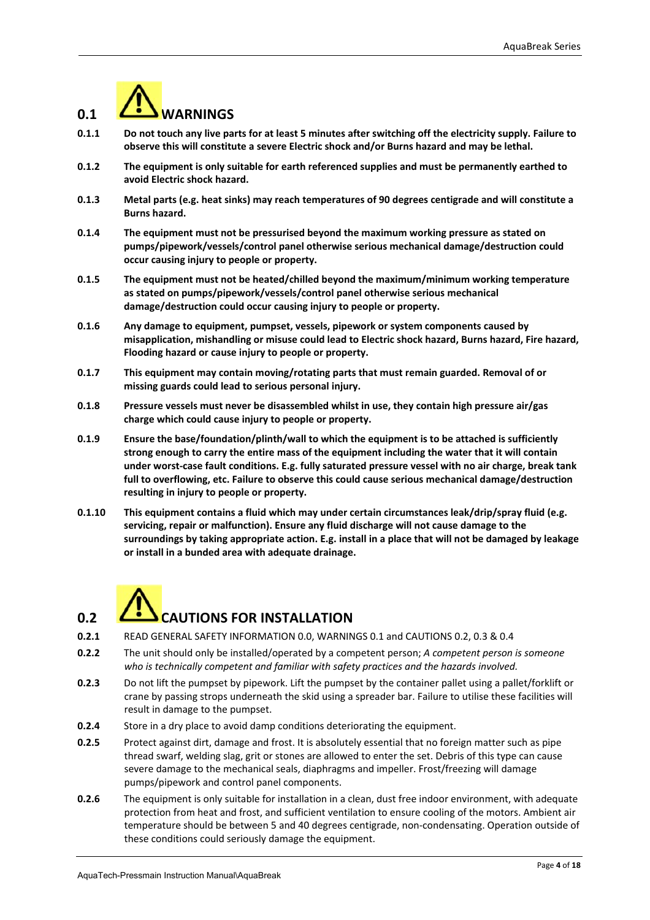## 0.1 WARNINGS

**0.1.1** **Do not touch any live parts for at least 5 minutes after switching off the electricity supply. Failure to observe this will constitute a severe Electric shock and/or Burns hazard and may be lethal.**

**0.1.2** **The equipment is only suitable for earth referenced supplies and must be permanently earthed to avoid Electric shock hazard.**

**0.1.3** **Metal parts (e.g. heat sinks) may reach temperatures of 90 degrees centigrade and will constitute a Burns hazard.**

**0.1.4** **The equipment must not be pressurised beyond the maximum working pressure as stated on pumps/pipework/vessels/control panel otherwise serious mechanical damage/destruction could occur causing injury to people or property.**

**0.1.5** **The equipment must not be heated/chilled beyond the maximum/minimum working temperature as stated on pumps/pipework/vessels/control panel otherwise serious mechanical damage/destruction could occur causing injury to people or property.**

**0.1.6** **Any damage to equipment, pumpset, vessels, pipework or system components caused by misapplication, mishandling or misuse could lead to Electric shock hazard, Burns hazard, Fire hazard, Flooding hazard or cause injury to people or property.**

**0.1.7** **This equipment may contain moving/rotating parts that must remain guarded. Removal of or missing guards could lead to serious personal injury.**

**0.1.8** **Pressure vessels must never be disassembled whilst in use, they contain high pressure air/gas charge which could cause injury to people or property.**

**0.1.9** **Ensure the base/foundation/plinth/wall to which the equipment is to be attached is sufficiently strong enough to carry the entire mass of the equipment including the water that it will contain under worst-case fault conditions. E.g. fully saturated pressure vessel with no air charge, break tank full to overflowing, etc. Failure to observe this could cause serious mechanical damage/destruction resulting in injury to people or property.**

**0.1.10** **This equipment contains a fluid which may under certain circumstances leak/drip/spray fluid (e.g. servicing, repair or malfunction). Ensure any fluid discharge will not cause damage to the surroundings by taking appropriate action. E.g. install in a place that will not be damaged by leakage or install in a bunded area with adequate drainage.**

## 0.2 CAUTIONS FOR INSTALLATION

**0.2.1** READ GENERAL SAFETY INFORMATION 0.0, WARNINGS 0.1 and CAUTIONS 0.2, 0.3 & 0.4

**0.2.2** The unit should only be installed/operated by a competent person; *A competent person is someone who is technically competent and familiar with safety practices and the hazards involved.*

**0.2.3** Do not lift the pumpset by pipework. Lift the pumpset by the container pallet using a pallet/forklift or crane by passing strops underneath the skid using a spreader bar. Failure to utilise these facilities will result in damage to the pumpset.

**0.2.4** Store in a dry place to avoid damp conditions deteriorating the equipment.

**0.2.5** Protect against dirt, damage and frost. It is absolutely essential that no foreign matter such as pipe thread swarf, welding slag, grit or stones are allowed to enter the set. Debris of this type can cause severe damage to the mechanical seals, diaphragms and impeller. Frost/freezing will damage pumps/pipework and control panel components.

**0.2.6** The equipment is only suitable for installation in a clean, dust free indoor environment, with adequate protection from heat and frost, and sufficient ventilation to ensure cooling of the motors. Ambient air temperature should be between 5 and 40 degrees centigrade, non-condensating. Operation outside of these conditions could seriously damage the equipment.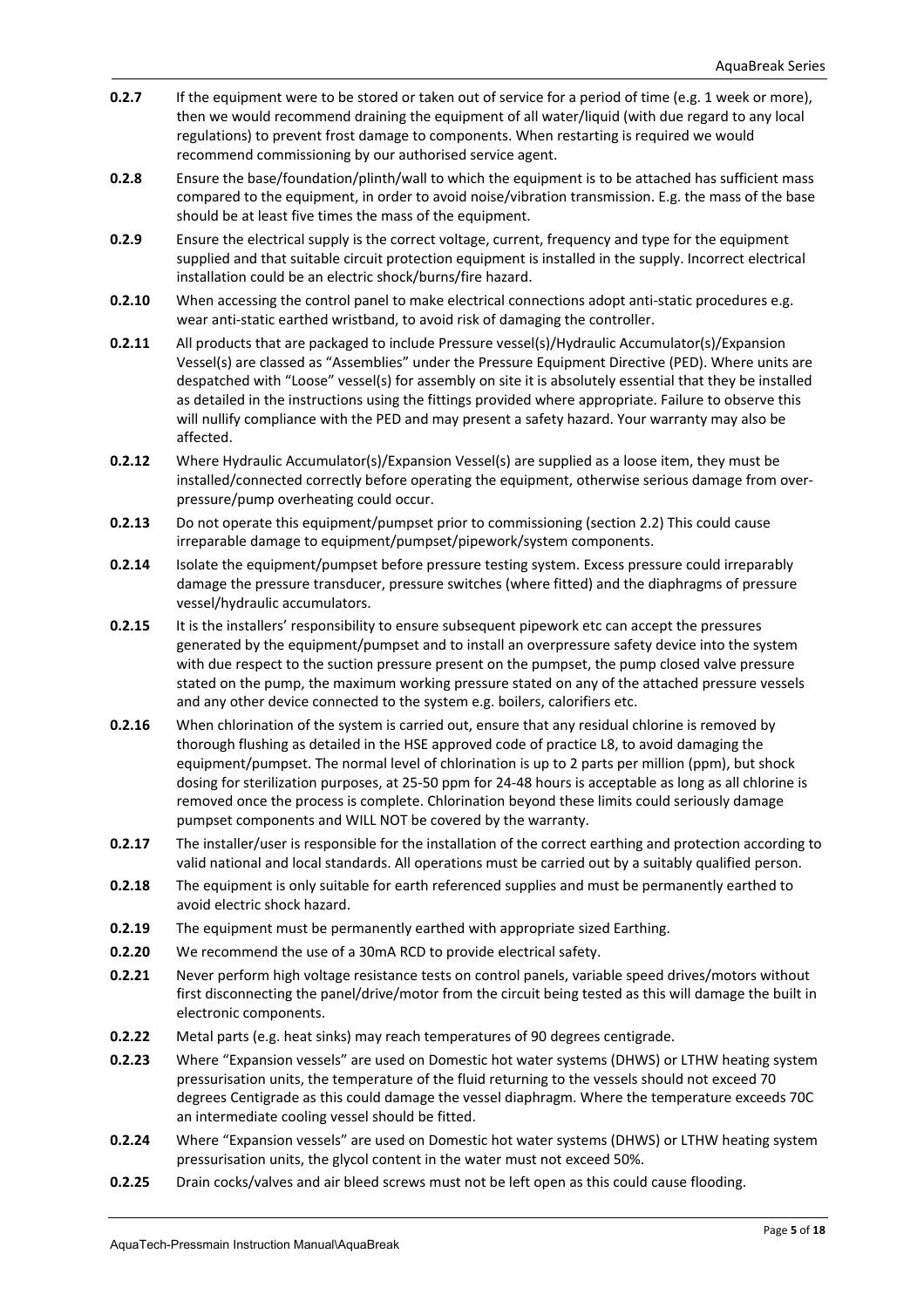**0.2.7** If the equipment were to be stored or taken out of service for a period of time (e.g. 1 week or more), then we would recommend draining the equipment of all water/liquid (with due regard to any local regulations) to prevent frost damage to components. When restarting is required we would recommend commissioning by our authorised service agent.

**0.2.8** Ensure the base/foundation/plinth/wall to which the equipment is to be attached has sufficient mass compared to the equipment, in order to avoid noise/vibration transmission. E.g. the mass of the base should be at least five times the mass of the equipment.

**0.2.9** Ensure the electrical supply is the correct voltage, current, frequency and type for the equipment supplied and that suitable circuit protection equipment is installed in the supply. Incorrect electrical installation could be an electric shock/burns/fire hazard.

**0.2.10** When accessing the control panel to make electrical connections adopt anti-static procedures e.g. wear anti-static earthed wristband, to avoid risk of damaging the controller.

**0.2.11** All products that are packaged to include Pressure vessel(s)/Hydraulic Accumulator(s)/Expansion Vessel(s) are classed as "Assemblies" under the Pressure Equipment Directive (PED). Where units are despatched with "Loose" vessel(s) for assembly on site it is absolutely essential that they be installed as detailed in the instructions using the fittings provided where appropriate. Failure to observe this will nullify compliance with the PED and may present a safety hazard. Your warranty may also be affected.

**0.2.12** Where Hydraulic Accumulator(s)/Expansion Vessel(s) are supplied as a loose item, they must be installed/connected correctly before operating the equipment, otherwise serious damage from over-pressure/pump overheating could occur.

**0.2.13** Do not operate this equipment/pumpset prior to commissioning (section 2.2) This could cause irreparable damage to equipment/pumpset/pipework/system components.

**0.2.14** Isolate the equipment/pumpset before pressure testing system. Excess pressure could irreparably damage the pressure transducer, pressure switches (where fitted) and the diaphragms of pressure vessel/hydraulic accumulators.

**0.2.15** It is the installers' responsibility to ensure subsequent pipework etc can accept the pressures generated by the equipment/pumpset and to install an overpressure safety device into the system with due respect to the suction pressure present on the pumpset, the pump closed valve pressure stated on the pump, the maximum working pressure stated on any of the attached pressure vessels and any other device connected to the system e.g. boilers, calorifiers etc.

**0.2.16** When chlorination of the system is carried out, ensure that any residual chlorine is removed by thorough flushing as detailed in the HSE approved code of practice L8, to avoid damaging the equipment/pumpset. The normal level of chlorination is up to 2 parts per million (ppm), but shock dosing for sterilization purposes, at 25-50 ppm for 24-48 hours is acceptable as long as all chlorine is removed once the process is complete. Chlorination beyond these limits could seriously damage pumpset components and WILL NOT be covered by the warranty.

**0.2.17** The installer/user is responsible for the installation of the correct earthing and protection according to valid national and local standards. All operations must be carried out by a suitably qualified person.

**0.2.18** The equipment is only suitable for earth referenced supplies and must be permanently earthed to avoid electric shock hazard.

**0.2.19** The equipment must be permanently earthed with appropriate sized Earthing.

**0.2.20** We recommend the use of a 30mA RCD to provide electrical safety.

**0.2.21** Never perform high voltage resistance tests on control panels, variable speed drives/motors without first disconnecting the panel/drive/motor from the circuit being tested as this will damage the built in electronic components.

**0.2.22** Metal parts (e.g. heat sinks) may reach temperatures of 90 degrees centigrade.

**0.2.23** Where "Expansion vessels" are used on Domestic hot water systems (DHWS) or LTHW heating system pressurisation units, the temperature of the fluid returning to the vessels should not exceed 70 degrees Centigrade as this could damage the vessel diaphragm. Where the temperature exceeds 70C an intermediate cooling vessel should be fitted.

**0.2.24** Where "Expansion vessels" are used on Domestic hot water systems (DHWS) or LTHW heating system pressurisation units, the glycol content in the water must not exceed 50%.

**0.2.25** Drain cocks/valves and air bleed screws must not be left open as this could cause flooding.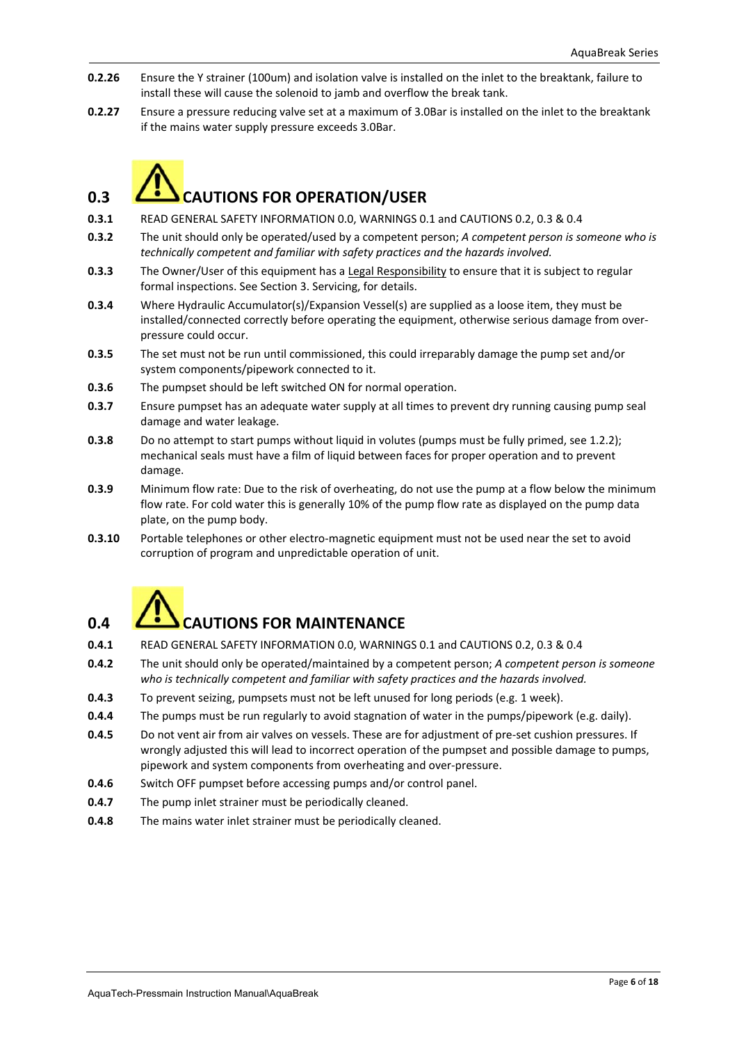**0.2.26** Ensure the Y strainer (100um) and isolation valve is installed on the inlet to the breaktank, failure to install these will cause the solenoid to jamb and overflow the break tank.

**0.2.27** Ensure a pressure reducing valve set at a maximum of 3.0Bar is installed on the inlet to the breaktank if the mains water supply pressure exceeds 3.0Bar.

## 0.3 CAUTIONS FOR OPERATION/USER

**0.3.1** READ GENERAL SAFETY INFORMATION 0.0, WARNINGS 0.1 and CAUTIONS 0.2, 0.3 & 0.4

**0.3.2** The unit should only be operated/used by a competent person; *A competent person is someone who is technically competent and familiar with safety practices and the hazards involved.*

**0.3.3** The Owner/User of this equipment has a Legal Responsibility to ensure that it is subject to regular formal inspections. See Section 3. Servicing, for details.

**0.3.4** Where Hydraulic Accumulator(s)/Expansion Vessel(s) are supplied as a loose item, they must be installed/connected correctly before operating the equipment, otherwise serious damage from over-pressure could occur.

**0.3.5** The set must not be run until commissioned, this could irreparably damage the pump set and/or system components/pipework connected to it.

**0.3.6** The pumpset should be left switched ON for normal operation.

**0.3.7** Ensure pumpset has an adequate water supply at all times to prevent dry running causing pump seal damage and water leakage.

**0.3.8** Do no attempt to start pumps without liquid in volutes (pumps must be fully primed, see 1.2.2); mechanical seals must have a film of liquid between faces for proper operation and to prevent damage.

**0.3.9** Minimum flow rate: Due to the risk of overheating, do not use the pump at a flow below the minimum flow rate. For cold water this is generally 10% of the pump flow rate as displayed on the pump data plate, on the pump body.

**0.3.10** Portable telephones or other electro-magnetic equipment must not be used near the set to avoid corruption of program and unpredictable operation of unit.

## 0.4 CAUTIONS FOR MAINTENANCE

**0.4.1** READ GENERAL SAFETY INFORMATION 0.0, WARNINGS 0.1 and CAUTIONS 0.2, 0.3 & 0.4

**0.4.2** The unit should only be operated/maintained by a competent person; *A competent person is someone who is technically competent and familiar with safety practices and the hazards involved.*

**0.4.3** To prevent seizing, pumpsets must not be left unused for long periods (e.g. 1 week).

**0.4.4** The pumps must be run regularly to avoid stagnation of water in the pumps/pipework (e.g. daily).

**0.4.5** Do not vent air from air valves on vessels. These are for adjustment of pre-set cushion pressures. If wrongly adjusted this will lead to incorrect operation of the pumpset and possible damage to pumps, pipework and system components from overheating and over-pressure.

**0.4.6** Switch OFF pumpset before accessing pumps and/or control panel.

**0.4.7** The pump inlet strainer must be periodically cleaned.

**0.4.8** The mains water inlet strainer must be periodically cleaned.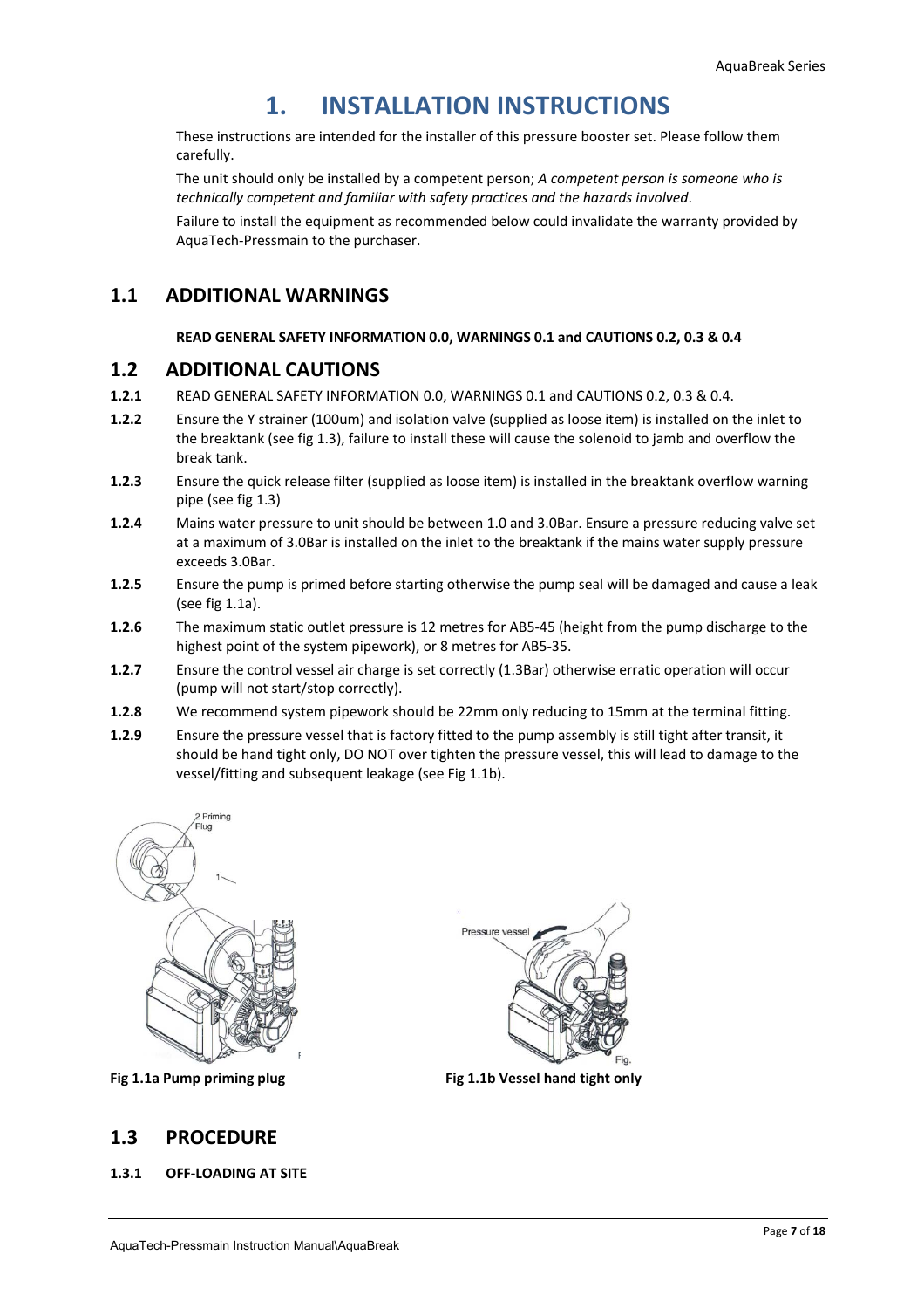# 1. INSTALLATION INSTRUCTIONS

These instructions are intended for the installer of this pressure booster set. Please follow them carefully.

The unit should only be installed by a competent person; *A competent person is someone who is technically competent and familiar with safety practices and the hazards involved*.

Failure to install the equipment as recommended below could invalidate the warranty provided by AquaTech-Pressmain to the purchaser.

## 1.1 ADDITIONAL WARNINGS

**READ GENERAL SAFETY INFORMATION 0.0, WARNINGS 0.1 and CAUTIONS 0.2, 0.3 & 0.4**

## 1.2 ADDITIONAL CAUTIONS

**1.2.1** READ GENERAL SAFETY INFORMATION 0.0, WARNINGS 0.1 and CAUTIONS 0.2, 0.3 & 0.4.

**1.2.2** Ensure the Y strainer (100um) and isolation valve (supplied as loose item) is installed on the inlet to the breaktank (see fig 1.3), failure to install these will cause the solenoid to jamb and overflow the break tank.

**1.2.3** Ensure the quick release filter (supplied as loose item) is installed in the breaktank overflow warning pipe (see fig 1.3)

**1.2.4** Mains water pressure to unit should be between 1.0 and 3.0Bar. Ensure a pressure reducing valve set at a maximum of 3.0Bar is installed on the inlet to the breaktank if the mains water supply pressure exceeds 3.0Bar.

**1.2.5** Ensure the pump is primed before starting otherwise the pump seal will be damaged and cause a leak (see fig 1.1a).

**1.2.6** The maximum static outlet pressure is 12 metres for AB5-45 (height from the pump discharge to the highest point of the system pipework), or 8 metres for AB5-35.

**1.2.7** Ensure the control vessel air charge is set correctly (1.3Bar) otherwise erratic operation will occur (pump will not start/stop correctly).

**1.2.8** We recommend system pipework should be 22mm only reducing to 15mm at the terminal fitting.

**1.2.9** Ensure the pressure vessel that is factory fitted to the pump assembly is still tight after transit, it should be hand tight only, DO NOT over tighten the pressure vessel, this will lead to damage to the vessel/fitting and subsequent leakage (see Fig 1.1b).

**Fig 1.1a Pump priming plug**

**Fig 1.1b Vessel hand tight only**

## 1.3 PROCEDURE

### 1.3.1 OFF-LOADING AT SITE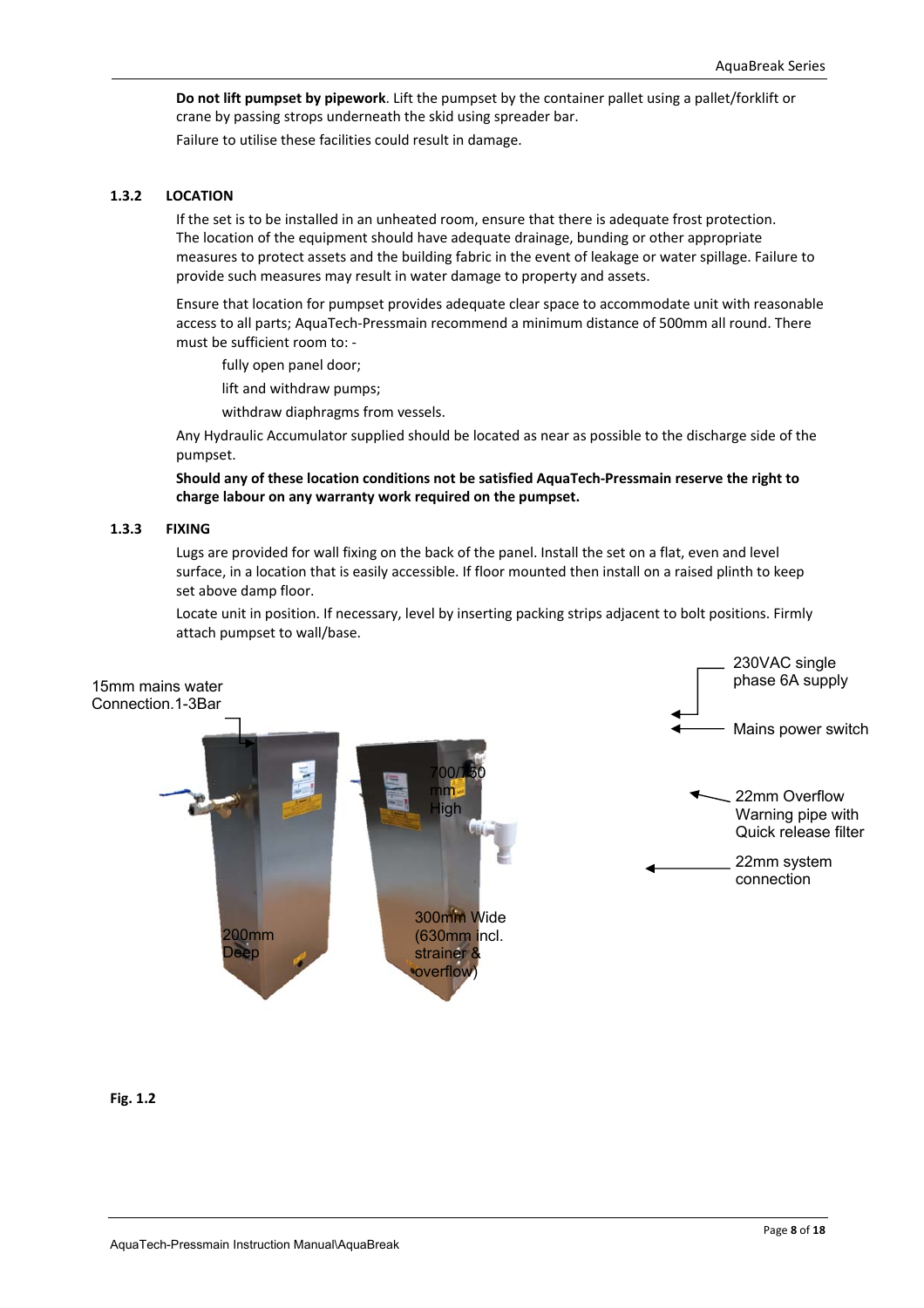**Do not lift pumpset by pipework**. Lift the pumpset by the container pallet using a pallet/forklift or crane by passing strops underneath the skid using spreader bar.

Failure to utilise these facilities could result in damage.

### 1.3.2 LOCATION

If the set is to be installed in an unheated room, ensure that there is adequate frost protection. The location of the equipment should have adequate drainage, bunding or other appropriate measures to protect assets and the building fabric in the event of leakage or water spillage. Failure to provide such measures may result in water damage to property and assets.

Ensure that location for pumpset provides adequate clear space to accommodate unit with reasonable access to all parts; AquaTech-Pressmain recommend a minimum distance of 500mm all round. There must be sufficient room to: -

- fully open panel door;
- lift and withdraw pumps;
- withdraw diaphragms from vessels.

Any Hydraulic Accumulator supplied should be located as near as possible to the discharge side of the pumpset.

**Should any of these location conditions not be satisfied AquaTech-Pressmain reserve the right to charge labour on any warranty work required on the pumpset.**

### 1.3.3 FIXING

Lugs are provided for wall fixing on the back of the panel. Install the set on a flat, even and level surface, in a location that is easily accessible. If floor mounted then install on a raised plinth to keep set above damp floor.

Locate unit in position. If necessary, level by inserting packing strips adjacent to bolt positions. Firmly attach pumpset to wall/base.

15mm mains water Connection.1-3Bar

700/750 mm High

200mm Deep

300mm Wide (630mm incl. strainer & overflow)

230VAC single phase 6A supply

Mains power switch

22mm Overflow Warning pipe with Quick release filter

22mm system connection

**Fig. 1.2**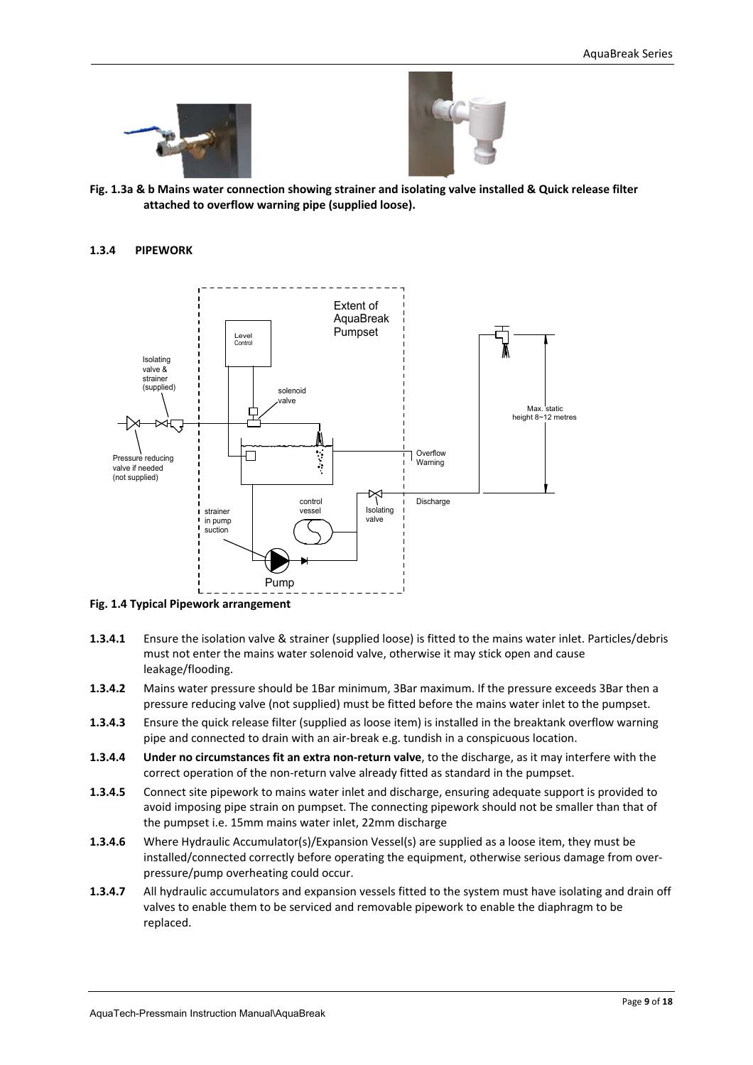**Fig. 1.3a & b Mains water connection showing strainer and isolating valve installed & Quick release filter attached to overflow warning pipe (supplied loose).**

### 1.3.4 PIPEWORK

**Fig. 1.4 Typical Pipework arrangement**

**1.3.4.1** Ensure the isolation valve & strainer (supplied loose) is fitted to the mains water inlet. Particles/debris must not enter the mains water solenoid valve, otherwise it may stick open and cause leakage/flooding.

**1.3.4.2** Mains water pressure should be 1Bar minimum, 3Bar maximum. If the pressure exceeds 3Bar then a pressure reducing valve (not supplied) must be fitted before the mains water inlet to the pumpset.

**1.3.4.3** Ensure the quick release filter (supplied as loose item) is installed in the breaktank overflow warning pipe and connected to drain with an air-break e.g. tundish in a conspicuous location.

**1.3.4.4** **Under no circumstances fit an extra non-return valve**, to the discharge, as it may interfere with the correct operation of the non-return valve already fitted as standard in the pumpset.

**1.3.4.5** Connect site pipework to mains water inlet and discharge, ensuring adequate support is provided to avoid imposing pipe strain on pumpset. The connecting pipework should not be smaller than that of the pumpset i.e. 15mm mains water inlet, 22mm discharge

**1.3.4.6** Where Hydraulic Accumulator(s)/Expansion Vessel(s) are supplied as a loose item, they must be installed/connected correctly before operating the equipment, otherwise serious damage from over-pressure/pump overheating could occur.

**1.3.4.7** All hydraulic accumulators and expansion vessels fitted to the system must have isolating and drain off valves to enable them to be serviced and removable pipework to enable the diaphragm to be replaced.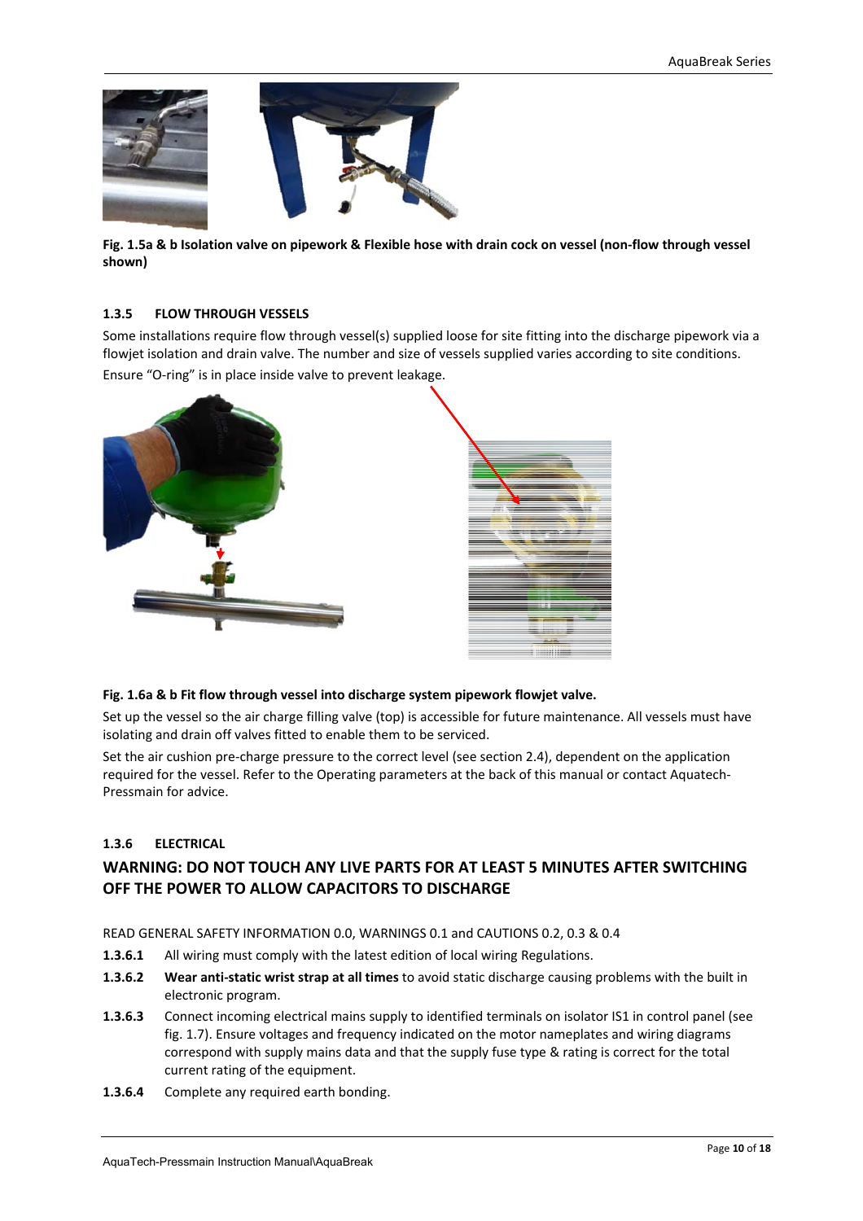Fig. 1.5a & b Isolation valve on pipework & Flexible hose with drain cock on vessel (non-flow through vessel shown)

### 1.3.5 FLOW THROUGH VESSELS

Some installations require flow through vessel(s) supplied loose for site fitting into the discharge pipework via a flowjet isolation and drain valve. The number and size of vessels supplied varies according to site conditions.

Ensure "O-ring" is in place inside valve to prevent leakage.

**Fig. 1.6a & b Fit flow through vessel into discharge system pipework flowjet valve.**

Set up the vessel so the air charge filling valve (top) is accessible for future maintenance. All vessels must have isolating and drain off valves fitted to enable them to be serviced.

Set the air cushion pre-charge pressure to the correct level (see section 2.4), dependent on the application required for the vessel. Refer to the Operating parameters at the back of this manual or contact Aquatech-Pressmain for advice.

### 1.3.6 ELECTRICAL

**WARNING: DO NOT TOUCH ANY LIVE PARTS FOR AT LEAST 5 MINUTES AFTER SWITCHING OFF THE POWER TO ALLOW CAPACITORS TO DISCHARGE**

READ GENERAL SAFETY INFORMATION 0.0, WARNINGS 0.1 and CAUTIONS 0.2, 0.3 & 0.4

- **1.3.6.1** All wiring must comply with the latest edition of local wiring Regulations.
- **1.3.6.2** **Wear anti-static wrist strap at all times** to avoid static discharge causing problems with the built in electronic program.
- **1.3.6.3** Connect incoming electrical mains supply to identified terminals on isolator IS1 in control panel (see fig. 1.7). Ensure voltages and frequency indicated on the motor nameplates and wiring diagrams correspond with supply mains data and that the supply fuse type & rating is correct for the total current rating of the equipment.
- **1.3.6.4** Complete any required earth bonding.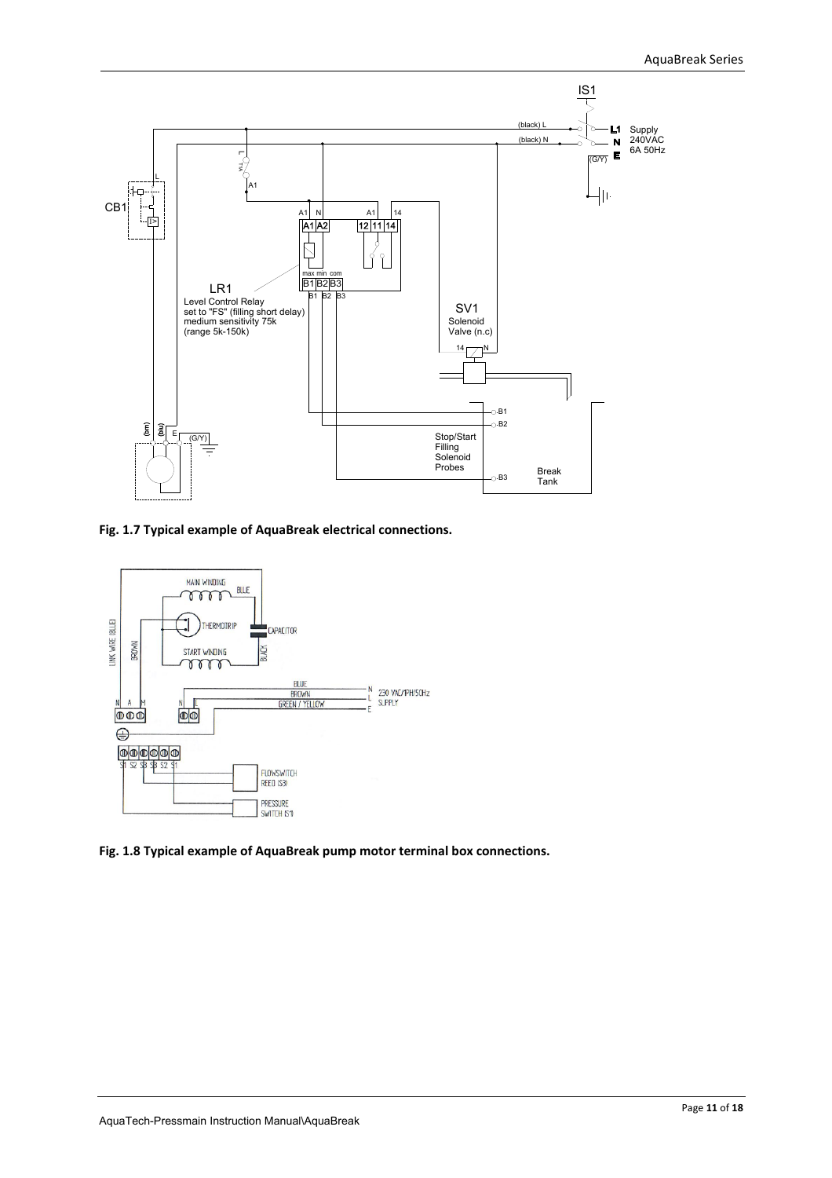**Fig. 1.7 Typical example of AquaBreak electrical connections.**

**Fig. 1.8 Typical example of AquaBreak pump motor terminal box connections.**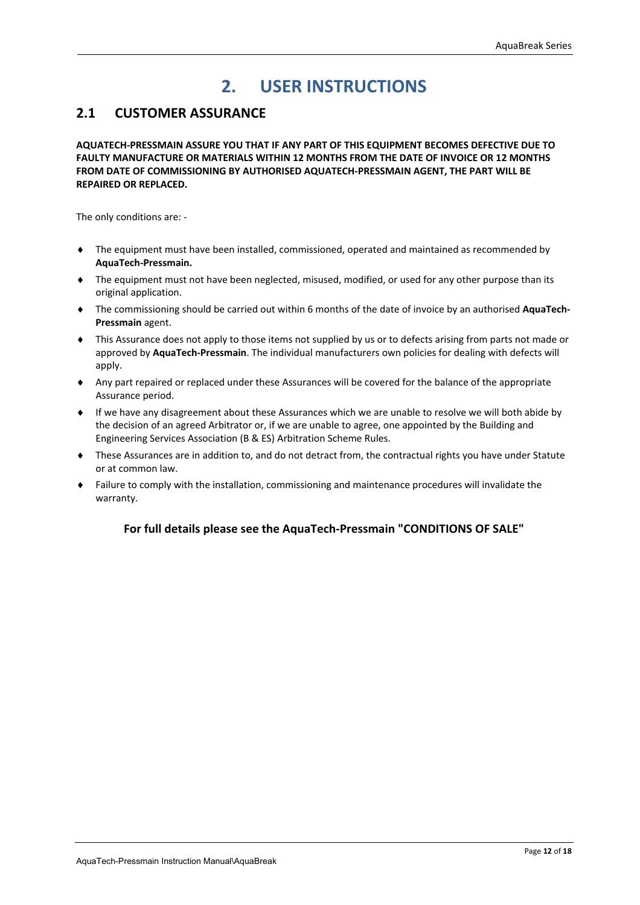# 2. USER INSTRUCTIONS

## 2.1 CUSTOMER ASSURANCE

**AQUATECH-PRESSMAIN ASSURE YOU THAT IF ANY PART OF THIS EQUIPMENT BECOMES DEFECTIVE DUE TO FAULTY MANUFACTURE OR MATERIALS WITHIN 12 MONTHS FROM THE DATE OF INVOICE OR 12 MONTHS FROM DATE OF COMMISSIONING BY AUTHORISED AQUATECH-PRESSMAIN AGENT, THE PART WILL BE REPAIRED OR REPLACED.**

The only conditions are: -

- The equipment must have been installed, commissioned, operated and maintained as recommended by **AquaTech-Pressmain.**
- The equipment must not have been neglected, misused, modified, or used for any other purpose than its original application.
- The commissioning should be carried out within 6 months of the date of invoice by an authorised **AquaTech-Pressmain** agent.
- This Assurance does not apply to those items not supplied by us or to defects arising from parts not made or approved by **AquaTech-Pressmain**. The individual manufacturers own policies for dealing with defects will apply.
- Any part repaired or replaced under these Assurances will be covered for the balance of the appropriate Assurance period.
- If we have any disagreement about these Assurances which we are unable to resolve we will both abide by the decision of an agreed Arbitrator or, if we are unable to agree, one appointed by the Building and Engineering Services Association (B & ES) Arbitration Scheme Rules.
- These Assurances are in addition to, and do not detract from, the contractual rights you have under Statute or at common law.
- Failure to comply with the installation, commissioning and maintenance procedures will invalidate the warranty.

**For full details please see the AquaTech-Pressmain "CONDITIONS OF SALE"**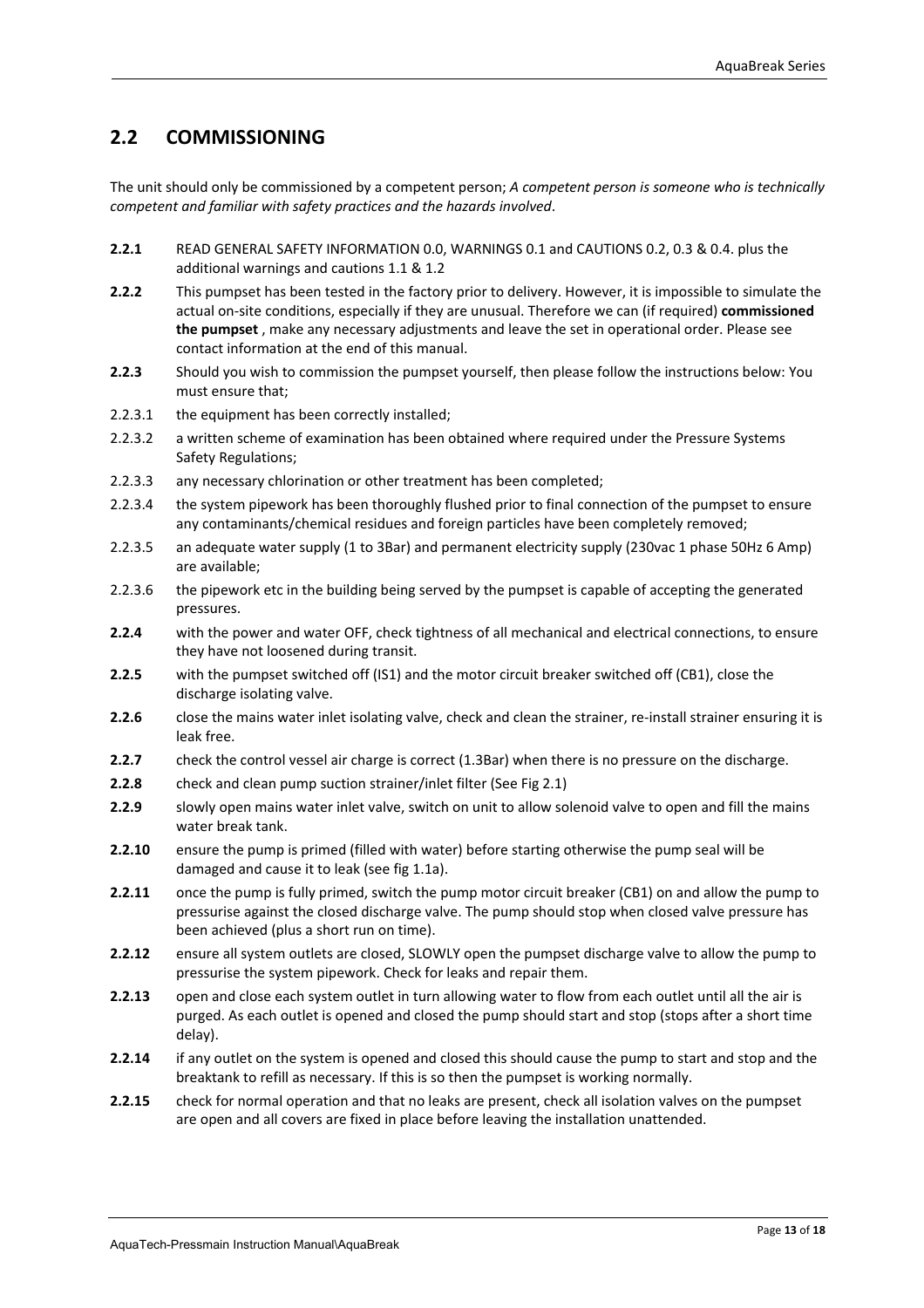## 2.2 COMMISSIONING

The unit should only be commissioned by a competent person; *A competent person is someone who is technically competent and familiar with safety practices and the hazards involved*.

**2.2.1** READ GENERAL SAFETY INFORMATION 0.0, WARNINGS 0.1 and CAUTIONS 0.2, 0.3 & 0.4. plus the additional warnings and cautions 1.1 & 1.2

**2.2.2** This pumpset has been tested in the factory prior to delivery. However, it is impossible to simulate the actual on-site conditions, especially if they are unusual. Therefore we can (if required) **commissioned the pumpset** , make any necessary adjustments and leave the set in operational order. Please see contact information at the end of this manual.

**2.2.3** Should you wish to commission the pumpset yourself, then please follow the instructions below: You must ensure that;

2.2.3.1 the equipment has been correctly installed;

2.2.3.2 a written scheme of examination has been obtained where required under the Pressure Systems Safety Regulations;

2.2.3.3 any necessary chlorination or other treatment has been completed;

2.2.3.4 the system pipework has been thoroughly flushed prior to final connection of the pumpset to ensure any contaminants/chemical residues and foreign particles have been completely removed;

2.2.3.5 an adequate water supply (1 to 3Bar) and permanent electricity supply (230vac 1 phase 50Hz 6 Amp) are available;

2.2.3.6 the pipework etc in the building being served by the pumpset is capable of accepting the generated pressures.

**2.2.4** with the power and water OFF, check tightness of all mechanical and electrical connections, to ensure they have not loosened during transit.

**2.2.5** with the pumpset switched off (IS1) and the motor circuit breaker switched off (CB1), close the discharge isolating valve.

**2.2.6** close the mains water inlet isolating valve, check and clean the strainer, re-install strainer ensuring it is leak free.

**2.2.7** check the control vessel air charge is correct (1.3Bar) when there is no pressure on the discharge.

**2.2.8** check and clean pump suction strainer/inlet filter (See Fig 2.1)

**2.2.9** slowly open mains water inlet valve, switch on unit to allow solenoid valve to open and fill the mains water break tank.

**2.2.10** ensure the pump is primed (filled with water) before starting otherwise the pump seal will be damaged and cause it to leak (see fig 1.1a).

**2.2.11** once the pump is fully primed, switch the pump motor circuit breaker (CB1) on and allow the pump to pressurise against the closed discharge valve. The pump should stop when closed valve pressure has been achieved (plus a short run on time).

**2.2.12** ensure all system outlets are closed, SLOWLY open the pumpset discharge valve to allow the pump to pressurise the system pipework. Check for leaks and repair them.

**2.2.13** open and close each system outlet in turn allowing water to flow from each outlet until all the air is purged. As each outlet is opened and closed the pump should start and stop (stops after a short time delay).

**2.2.14** if any outlet on the system is opened and closed this should cause the pump to start and stop and the breaktank to refill as necessary. If this is so then the pumpset is working normally.

**2.2.15** check for normal operation and that no leaks are present, check all isolation valves on the pumpset are open and all covers are fixed in place before leaving the installation unattended.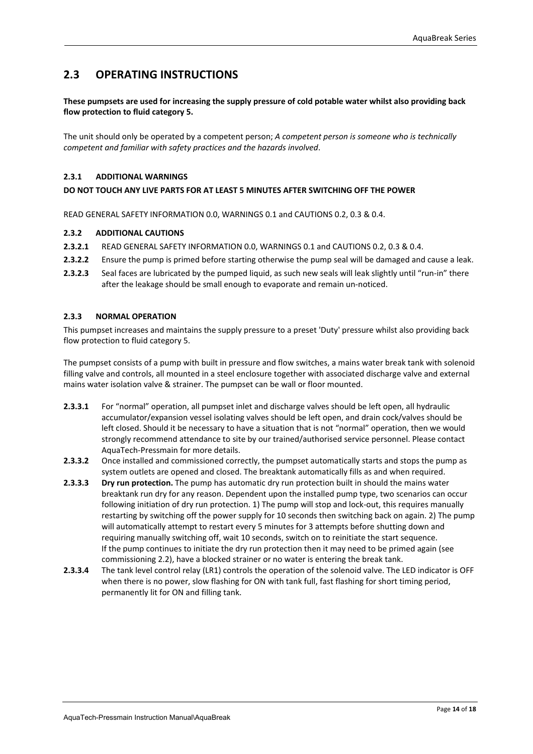## 2.3 OPERATING INSTRUCTIONS

**These pumpsets are used for increasing the supply pressure of cold potable water whilst also providing back flow protection to fluid category 5.**

The unit should only be operated by a competent person; *A competent person is someone who is technically competent and familiar with safety practices and the hazards involved*.

### 2.3.1 ADDITIONAL WARNINGS

**DO NOT TOUCH ANY LIVE PARTS FOR AT LEAST 5 MINUTES AFTER SWITCHING OFF THE POWER**

READ GENERAL SAFETY INFORMATION 0.0, WARNINGS 0.1 and CAUTIONS 0.2, 0.3 & 0.4.

### 2.3.2 ADDITIONAL CAUTIONS

- **2.3.2.1** READ GENERAL SAFETY INFORMATION 0.0, WARNINGS 0.1 and CAUTIONS 0.2, 0.3 & 0.4.
- **2.3.2.2** Ensure the pump is primed before starting otherwise the pump seal will be damaged and cause a leak.
- **2.3.2.3** Seal faces are lubricated by the pumped liquid, as such new seals will leak slightly until "run-in" there after the leakage should be small enough to evaporate and remain un-noticed.

### 2.3.3 NORMAL OPERATION

This pumpset increases and maintains the supply pressure to a preset 'Duty' pressure whilst also providing back flow protection to fluid category 5.

The pumpset consists of a pump with built in pressure and flow switches, a mains water break tank with solenoid filling valve and controls, all mounted in a steel enclosure together with associated discharge valve and external mains water isolation valve & strainer. The pumpset can be wall or floor mounted.

- **2.3.3.1** For "normal" operation, all pumpset inlet and discharge valves should be left open, all hydraulic accumulator/expansion vessel isolating valves should be left open, and drain cock/valves should be left closed. Should it be necessary to have a situation that is not "normal" operation, then we would strongly recommend attendance to site by our trained/authorised service personnel. Please contact AquaTech-Pressmain for more details.
- **2.3.3.2** Once installed and commissioned correctly, the pumpset automatically starts and stops the pump as system outlets are opened and closed. The breaktank automatically fills as and when required.
- **2.3.3.3** **Dry run protection.** The pump has automatic dry run protection built in should the mains water breaktank run dry for any reason. Dependent upon the installed pump type, two scenarios can occur following initiation of dry run protection. 1) The pump will stop and lock-out, this requires manually restarting by switching off the power supply for 10 seconds then switching back on again. 2) The pump will automatically attempt to restart every 5 minutes for 3 attempts before shutting down and requiring manually switching off, wait 10 seconds, switch on to reinitiate the start sequence.
  If the pump continues to initiate the dry run protection then it may need to be primed again (see commissioning 2.2), have a blocked strainer or no water is entering the break tank.
- **2.3.3.4** The tank level control relay (LR1) controls the operation of the solenoid valve. The LED indicator is OFF when there is no power, slow flashing for ON with tank full, fast flashing for short timing period, permanently lit for ON and filling tank.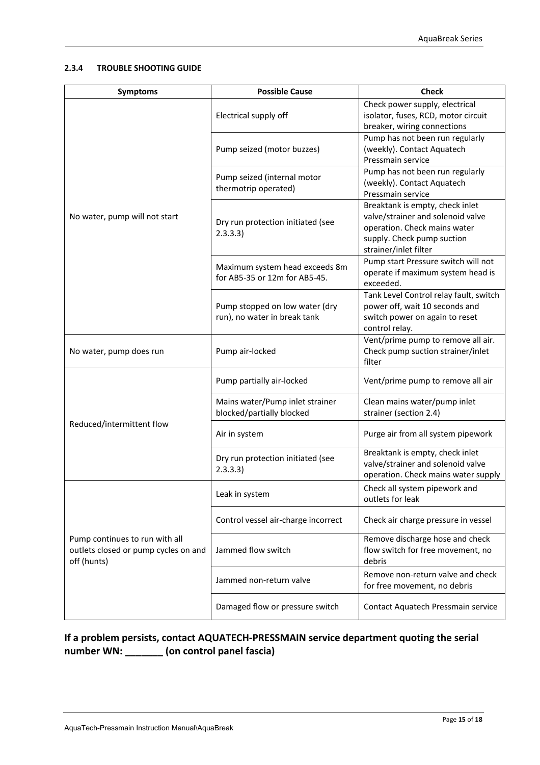#### 2.3.4 TROUBLE SHOOTING GUIDE

| Symptoms | Possible Cause | Check |
| --- | --- | --- |
| No water, pump will not start | Electrical supply off | Check power supply, electrical isolator, fuses, RCD, motor circuit breaker, wiring connections |
| | Pump seized (motor buzzes) | Pump has not been run regularly (weekly). Contact Aquatech Pressmain service |
| | Pump seized (internal motor thermotrip operated) | Pump has not been run regularly (weekly). Contact Aquatech Pressmain service |
| | Dry run protection initiated (see 2.3.3.3) | Breaktank is empty, check inlet valve/strainer and solenoid valve operation. Check mains water supply. Check pump suction strainer/inlet filter |
| | Maximum system head exceeds 8m for AB5-35 or 12m for AB5-45. | Pump start Pressure switch will not operate if maximum system head is exceeded. |
| | Pump stopped on low water (dry run), no water in break tank | Tank Level Control relay fault, switch power off, wait 10 seconds and switch power on again to reset control relay. |
| No water, pump does run | Pump air-locked | Vent/prime pump to remove all air. Check pump suction strainer/inlet filter |
| Reduced/intermittent flow | Pump partially air-locked | Vent/prime pump to remove all air |
| | Mains water/Pump inlet strainer blocked/partially blocked | Clean mains water/pump inlet strainer (section 2.4) |
| | Air in system | Purge air from all system pipework |
| | Dry run protection initiated (see 2.3.3.3) | Breaktank is empty, check inlet valve/strainer and solenoid valve operation. Check mains water supply |
| Pump continues to run with all outlets closed or pump cycles on and off (hunts) | Leak in system | Check all system pipework and outlets for leak |
| | Control vessel air-charge incorrect | Check air charge pressure in vessel |
| | Jammed flow switch | Remove discharge hose and check flow switch for free movement, no debris |
| | Jammed non-return valve | Remove non-return valve and check for free movement, no debris |
| | Damaged flow or pressure switch | Contact Aquatech Pressmain service |

**If a problem persists, contact AQUATECH-PRESSMAIN service department quoting the serial number WN: _______ (on control panel fascia)**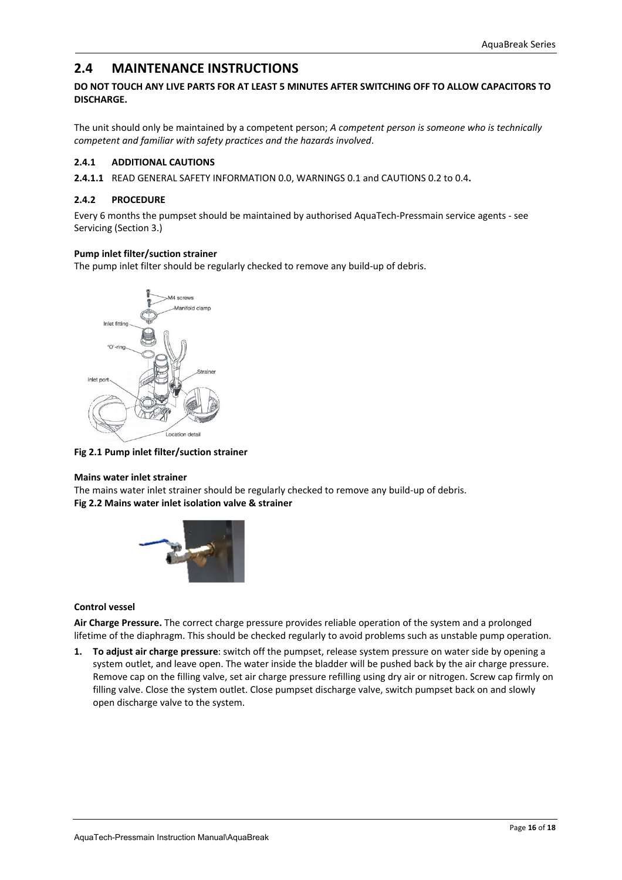## 2.4 MAINTENANCE INSTRUCTIONS

**DO NOT TOUCH ANY LIVE PARTS FOR AT LEAST 5 MINUTES AFTER SWITCHING OFF TO ALLOW CAPACITORS TO DISCHARGE.**

The unit should only be maintained by a competent person; *A competent person is someone who is technically competent and familiar with safety practices and the hazards involved*.

### 2.4.1 ADDITIONAL CAUTIONS

**2.4.1.1** READ GENERAL SAFETY INFORMATION 0.0, WARNINGS 0.1 and CAUTIONS 0.2 to 0.4**.**

### 2.4.2 PROCEDURE

Every 6 months the pumpset should be maintained by authorised AquaTech-Pressmain service agents - see Servicing (Section 3.)

**Pump inlet filter/suction strainer**

The pump inlet filter should be regularly checked to remove any build-up of debris.

**Fig 2.1 Pump inlet filter/suction strainer**

**Mains water inlet strainer**

The mains water inlet strainer should be regularly checked to remove any build-up of debris.

**Fig 2.2 Mains water inlet isolation valve & strainer**

**Control vessel**

**Air Charge Pressure.** The correct charge pressure provides reliable operation of the system and a prolonged lifetime of the diaphragm. This should be checked regularly to avoid problems such as unstable pump operation.

1. **To adjust air charge pressure**: switch off the pumpset, release system pressure on water side by opening a system outlet, and leave open. The water inside the bladder will be pushed back by the air charge pressure. Remove cap on the filling valve, set air charge pressure refilling using dry air or nitrogen. Screw cap firmly on filling valve. Close the system outlet. Close pumpset discharge valve, switch pumpset back on and slowly open discharge valve to the system.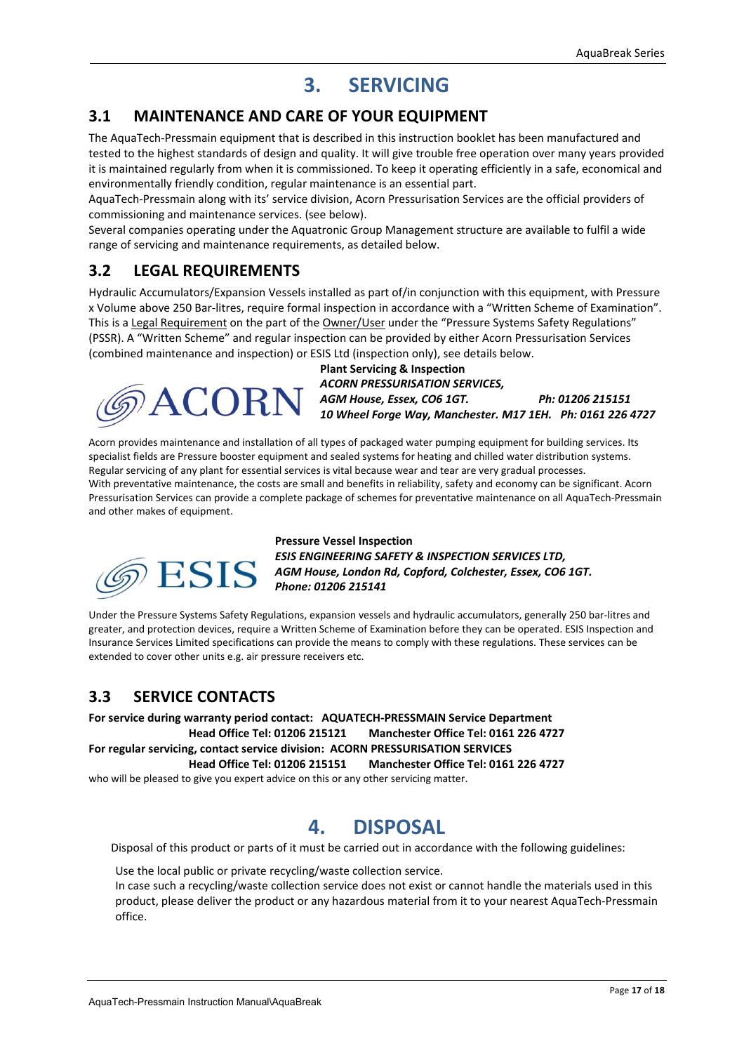# 3. SERVICING

## 3.1 MAINTENANCE AND CARE OF YOUR EQUIPMENT

The AquaTech-Pressmain equipment that is described in this instruction booklet has been manufactured and tested to the highest standards of design and quality. It will give trouble free operation over many years provided it is maintained regularly from when it is commissioned. To keep it operating efficiently in a safe, economical and environmentally friendly condition, regular maintenance is an essential part.

AquaTech-Pressmain along with its' service division, Acorn Pressurisation Services are the official providers of commissioning and maintenance services. (see below).

Several companies operating under the Aquatronic Group Management structure are available to fulfil a wide range of servicing and maintenance requirements, as detailed below.

## 3.2 LEGAL REQUIREMENTS

Hydraulic Accumulators/Expansion Vessels installed as part of/in conjunction with this equipment, with Pressure x Volume above 250 Bar-litres, require formal inspection in accordance with a "Written Scheme of Examination". This is a Legal Requirement on the part of the Owner/User under the "Pressure Systems Safety Regulations" (PSSR). A "Written Scheme" and regular inspection can be provided by either Acorn Pressurisation Services (combined maintenance and inspection) or ESIS Ltd (inspection only), see details below.

ACORN

**Plant Servicing & Inspection**
***ACORN PRESSURISATION SERVICES,***
***AGM House, Essex, CO6 1GT. Ph: 01206 215151***
***10 Wheel Forge Way, Manchester. M17 1EH. Ph: 0161 226 4727***

Acorn provides maintenance and installation of all types of packaged water pumping equipment for building services. Its specialist fields are Pressure booster equipment and sealed systems for heating and chilled water distribution systems. Regular servicing of any plant for essential services is vital because wear and tear are very gradual processes.
With preventative maintenance, the costs are small and benefits in reliability, safety and economy can be significant. Acorn Pressurisation Services can provide a complete package of schemes for preventative maintenance on all AquaTech-Pressmain and other makes of equipment.

ESIS

**Pressure Vessel Inspection**
***ESIS ENGINEERING SAFETY & INSPECTION SERVICES LTD,***
***AGM House, London Rd, Copford, Colchester, Essex, CO6 1GT.***
***Phone: 01206 215141***

Under the Pressure Systems Safety Regulations, expansion vessels and hydraulic accumulators, generally 250 bar-litres and greater, and protection devices, require a Written Scheme of Examination before they can be operated. ESIS Inspection and Insurance Services Limited specifications can provide the means to comply with these regulations. These services can be extended to cover other units e.g. air pressure receivers etc.

## 3.3 SERVICE CONTACTS

**For service during warranty period contact: AQUATECH-PRESSMAIN Service Department**
**Head Office Tel: 01206 215121 Manchester Office Tel: 0161 226 4727**
**For regular servicing, contact service division: ACORN PRESSURISATION SERVICES**
**Head Office Tel: 01206 215151 Manchester Office Tel: 0161 226 4727**
who will be pleased to give you expert advice on this or any other servicing matter.

# 4. DISPOSAL

Disposal of this product or parts of it must be carried out in accordance with the following guidelines:

Use the local public or private recycling/waste collection service.
In case such a recycling/waste collection service does not exist or cannot handle the materials used in this product, please deliver the product or any hazardous material from it to your nearest AquaTech-Pressmain office.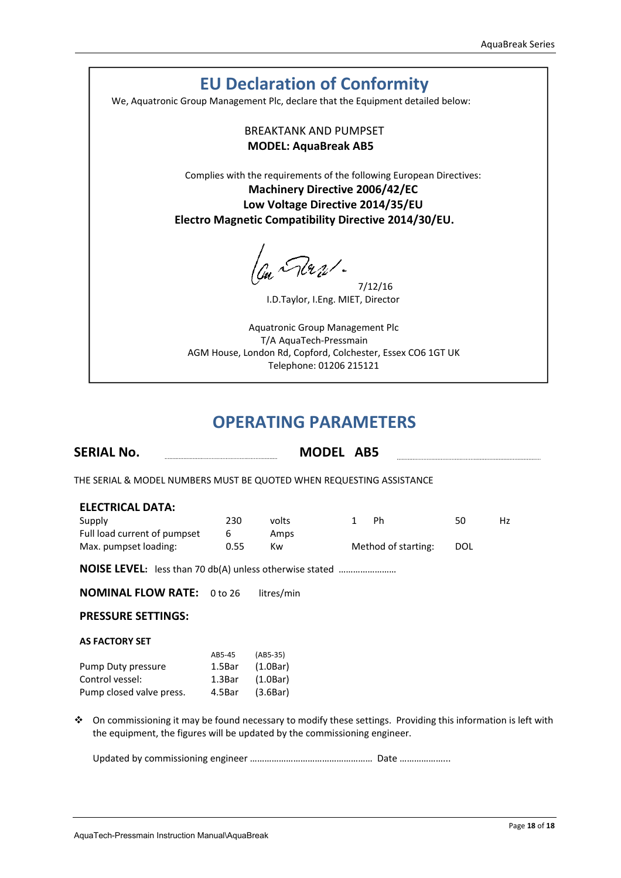# EU Declaration of Conformity

We, Aquatronic Group Management Plc, declare that the Equipment detailed below:

BREAKTANK AND PUMPSET
**MODEL: AquaBreak AB5**

Complies with the requirements of the following European Directives:

**Machinery Directive 2006/42/EC**
**Low Voltage Directive 2014/35/EU**
**Electro Magnetic Compatibility Directive 2014/30/EU.**

7/12/16
I.D.Taylor, I.Eng. MIET, Director

Aquatronic Group Management Plc
T/A AquaTech-Pressmain
AGM House, London Rd, Copford, Colchester, Essex CO6 1GT UK
Telephone: 01206 215121

# OPERATING PARAMETERS

**SERIAL No.** ........................................ **MODEL AB5** ........................................

THE SERIAL & MODEL NUMBERS MUST BE QUOTED WHEN REQUESTING ASSISTANCE

**ELECTRICAL DATA:**

| | | | | | | |
|---|---|---|---|---|---|---|
| Supply | 230 | volts | 1 | Ph | 50 | Hz |
| Full load current of pumpset | 6 | Amps | | | | |
| Max. pumpset loading: | 0.55 | Kw | Method of starting: | | DOL | |

**NOISE LEVEL:** less than 70 db(A) unless otherwise stated ……………………

**NOMINAL FLOW RATE:** 0 to 26 litres/min

**PRESSURE SETTINGS:**

**AS FACTORY SET**

| | AB5-45 | (AB5-35) |
|---|---|---|
| Pump Duty pressure | 1.5Bar | (1.0Bar) |
| Control vessel: | 1.3Bar | (1.0Bar) |
| Pump closed valve press. | 4.5Bar | (3.6Bar) |

- On commissioning it may be found necessary to modify these settings. Providing this information is left with the equipment, the figures will be updated by the commissioning engineer.

  Updated by commissioning engineer …………………………………………… Date ………………..